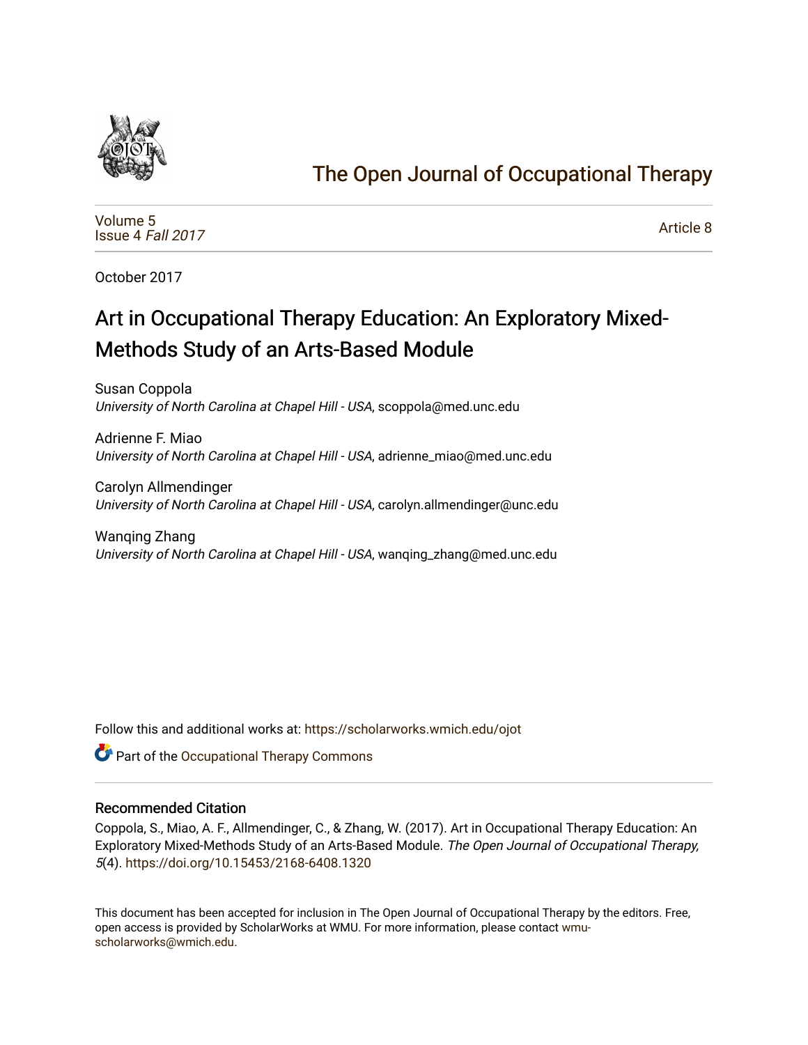# The Open Journal of Occupational Therapy

Volume 5
Issue 4 *Fall 2017*

Article 8

October 2017

## Art in Occupational Therapy Education: An Exploratory Mixed-Methods Study of an Arts-Based Module

Susan Coppola
*University of North Carolina at Chapel Hill - USA*, scoppola@med.unc.edu

Adrienne F. Miao
*University of North Carolina at Chapel Hill - USA*, adrienne_miao@med.unc.edu

Carolyn Allmendinger
*University of North Carolina at Chapel Hill - USA*, carolyn.allmendinger@unc.edu

Wanqing Zhang
*University of North Carolina at Chapel Hill - USA*, wanqing_zhang@med.unc.edu

Follow this and additional works at: https://scholarworks.wmich.edu/ojot

Part of the Occupational Therapy Commons

### Recommended Citation

Coppola, S., Miao, A. F., Allmendinger, C., & Zhang, W. (2017). Art in Occupational Therapy Education: An Exploratory Mixed-Methods Study of an Arts-Based Module. *The Open Journal of Occupational Therapy, 5*(4). https://doi.org/10.15453/2168-6408.1320

This document has been accepted for inclusion in The Open Journal of Occupational Therapy by the editors. Free, open access is provided by ScholarWorks at WMU. For more information, please contact wmu-scholarworks@wmich.edu.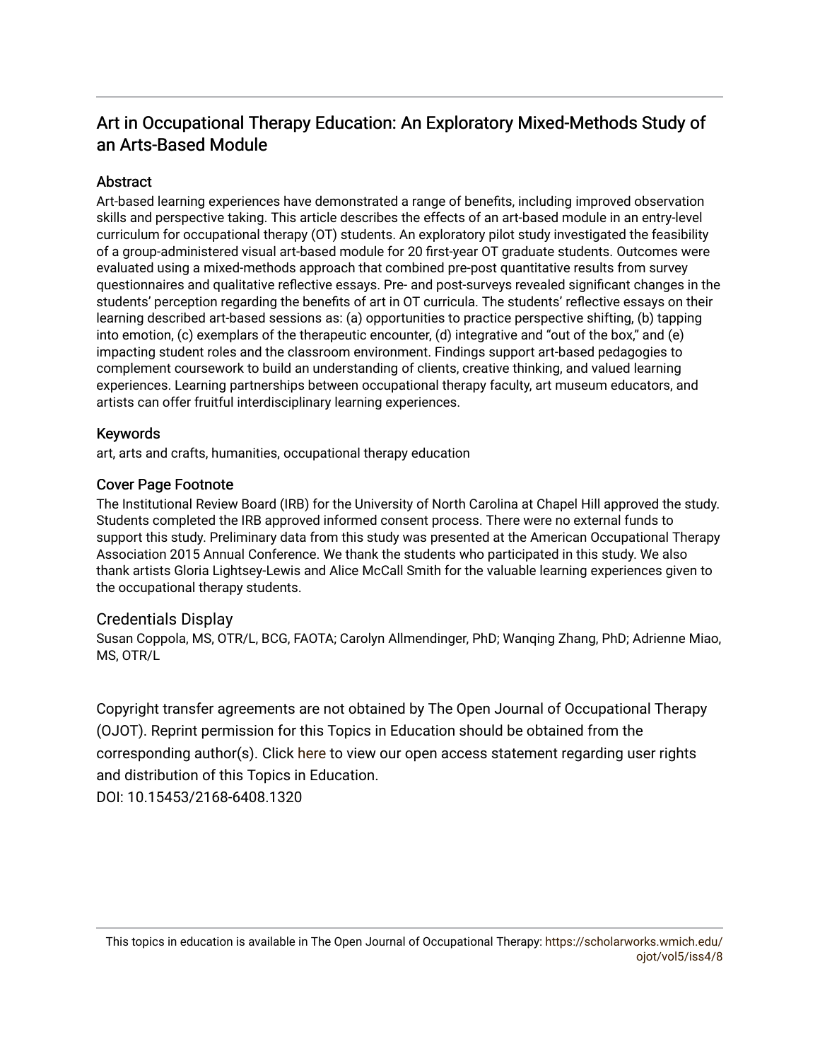# Art in Occupational Therapy Education: An Exploratory Mixed-Methods Study of an Arts-Based Module

## Abstract

Art-based learning experiences have demonstrated a range of benefits, including improved observation skills and perspective taking. This article describes the effects of an art-based module in an entry-level curriculum for occupational therapy (OT) students. An exploratory pilot study investigated the feasibility of a group-administered visual art-based module for 20 first-year OT graduate students. Outcomes were evaluated using a mixed-methods approach that combined pre-post quantitative results from survey questionnaires and qualitative reflective essays. Pre- and post-surveys revealed significant changes in the students' perception regarding the benefits of art in OT curricula. The students' reflective essays on their learning described art-based sessions as: (a) opportunities to practice perspective shifting, (b) tapping into emotion, (c) exemplars of the therapeutic encounter, (d) integrative and "out of the box," and (e) impacting student roles and the classroom environment. Findings support art-based pedagogies to complement coursework to build an understanding of clients, creative thinking, and valued learning experiences. Learning partnerships between occupational therapy faculty, art museum educators, and artists can offer fruitful interdisciplinary learning experiences.

## Keywords

art, arts and crafts, humanities, occupational therapy education

## Cover Page Footnote

The Institutional Review Board (IRB) for the University of North Carolina at Chapel Hill approved the study. Students completed the IRB approved informed consent process. There were no external funds to support this study. Preliminary data from this study was presented at the American Occupational Therapy Association 2015 Annual Conference. We thank the students who participated in this study. We also thank artists Gloria Lightsey-Lewis and Alice McCall Smith for the valuable learning experiences given to the occupational therapy students.

## Credentials Display

Susan Coppola, MS, OTR/L, BCG, FAOTA; Carolyn Allmendinger, PhD; Wanqing Zhang, PhD; Adrienne Miao, MS, OTR/L

Copyright transfer agreements are not obtained by The Open Journal of Occupational Therapy (OJOT). Reprint permission for this Topics in Education should be obtained from the corresponding author(s). Click here to view our open access statement regarding user rights and distribution of this Topics in Education.

DOI: 10.15453/2168-6408.1320

This topics in education is available in The Open Journal of Occupational Therapy: https://scholarworks.wmich.edu/ojot/vol5/iss4/8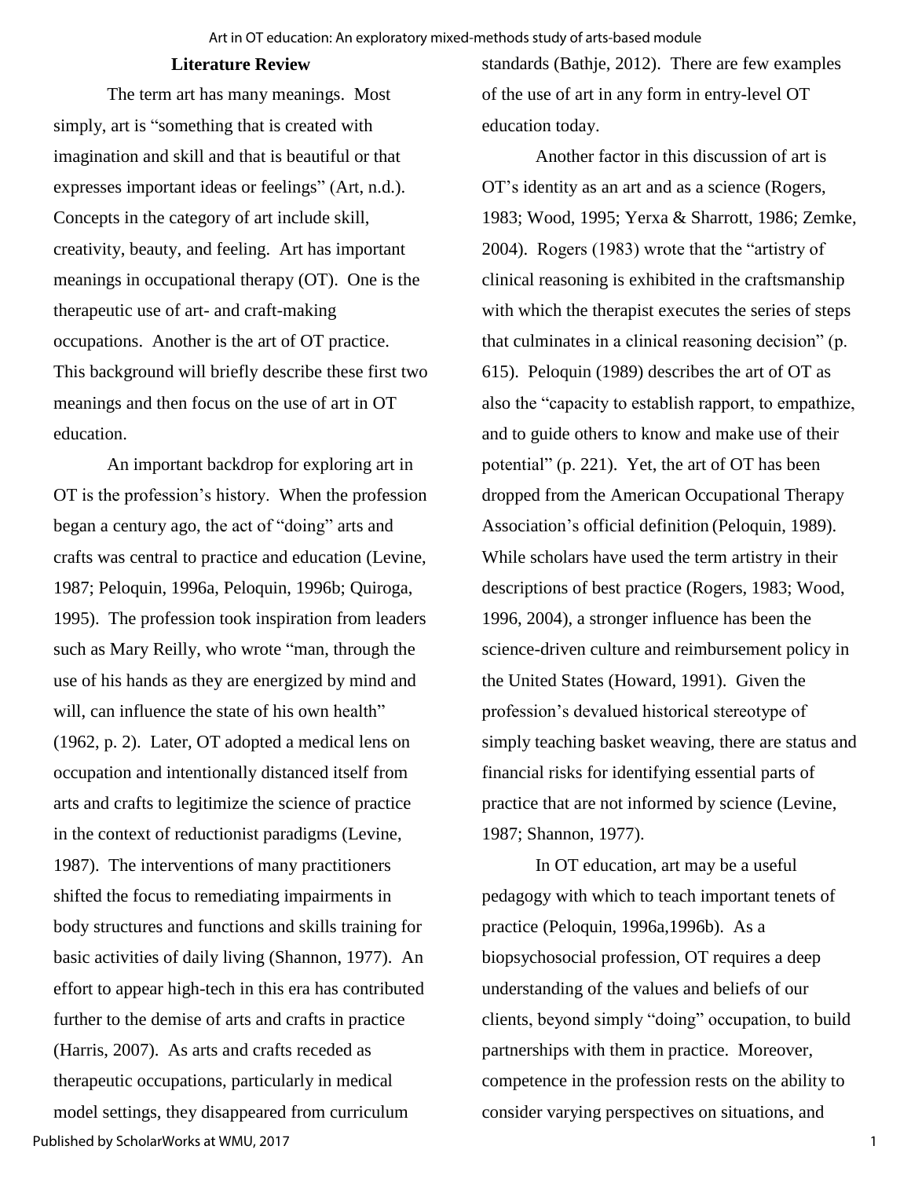## Literature Review

The term art has many meanings. Most simply, art is "something that is created with imagination and skill and that is beautiful or that expresses important ideas or feelings" (Art, n.d.). Concepts in the category of art include skill, creativity, beauty, and feeling. Art has important meanings in occupational therapy (OT). One is the therapeutic use of art- and craft-making occupations. Another is the art of OT practice. This background will briefly describe these first two meanings and then focus on the use of art in OT education.

An important backdrop for exploring art in OT is the profession's history. When the profession began a century ago, the act of "doing" arts and crafts was central to practice and education (Levine, 1987; Peloquin, 1996a, Peloquin, 1996b; Quiroga, 1995). The profession took inspiration from leaders such as Mary Reilly, who wrote "man, through the use of his hands as they are energized by mind and will, can influence the state of his own health" (1962, p. 2). Later, OT adopted a medical lens on occupation and intentionally distanced itself from arts and crafts to legitimize the science of practice in the context of reductionist paradigms (Levine, 1987). The interventions of many practitioners shifted the focus to remediating impairments in body structures and functions and skills training for basic activities of daily living (Shannon, 1977). An effort to appear high-tech in this era has contributed further to the demise of arts and crafts in practice (Harris, 2007). As arts and crafts receded as therapeutic occupations, particularly in medical model settings, they disappeared from curriculum standards (Bathje, 2012). There are few examples of the use of art in any form in entry-level OT education today.

Another factor in this discussion of art is OT's identity as an art and as a science (Rogers, 1983; Wood, 1995; Yerxa & Sharrott, 1986; Zemke, 2004). Rogers (1983) wrote that the "artistry of clinical reasoning is exhibited in the craftsmanship with which the therapist executes the series of steps that culminates in a clinical reasoning decision" (p. 615). Peloquin (1989) describes the art of OT as also the "capacity to establish rapport, to empathize, and to guide others to know and make use of their potential" (p. 221). Yet, the art of OT has been dropped from the American Occupational Therapy Association's official definition (Peloquin, 1989). While scholars have used the term artistry in their descriptions of best practice (Rogers, 1983; Wood, 1996, 2004), a stronger influence has been the science-driven culture and reimbursement policy in the United States (Howard, 1991). Given the profession's devalued historical stereotype of simply teaching basket weaving, there are status and financial risks for identifying essential parts of practice that are not informed by science (Levine, 1987; Shannon, 1977).

In OT education, art may be a useful pedagogy with which to teach important tenets of practice (Peloquin, 1996a,1996b). As a biopsychosocial profession, OT requires a deep understanding of the values and beliefs of our clients, beyond simply "doing" occupation, to build partnerships with them in practice. Moreover, competence in the profession rests on the ability to consider varying perspectives on situations, and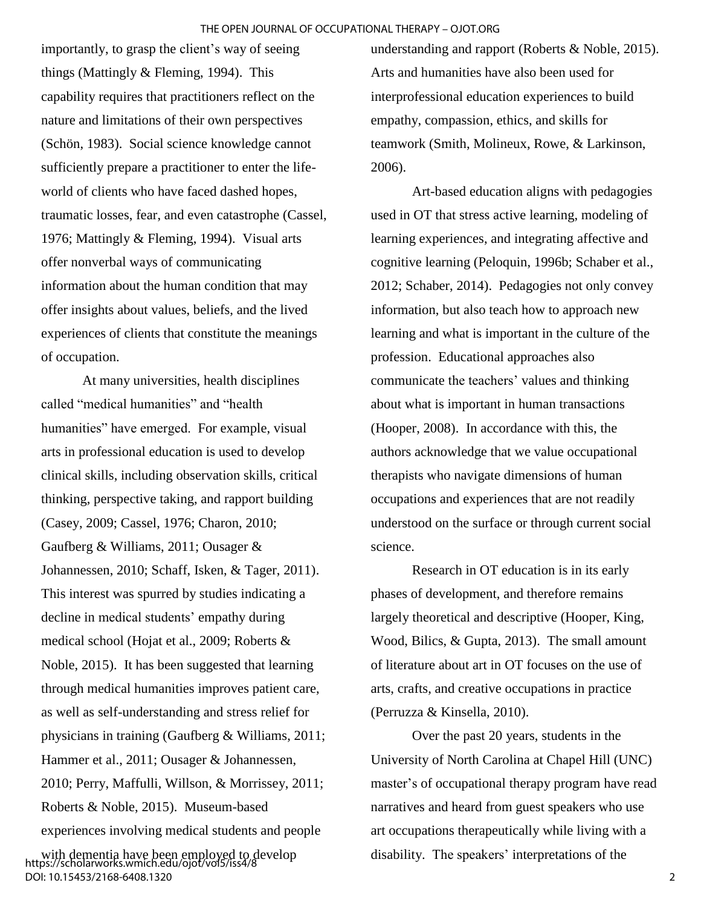importantly, to grasp the client's way of seeing things (Mattingly & Fleming, 1994). This capability requires that practitioners reflect on the nature and limitations of their own perspectives (Schön, 1983). Social science knowledge cannot sufficiently prepare a practitioner to enter the life-world of clients who have faced dashed hopes, traumatic losses, fear, and even catastrophe (Cassel, 1976; Mattingly & Fleming, 1994). Visual arts offer nonverbal ways of communicating information about the human condition that may offer insights about values, beliefs, and the lived experiences of clients that constitute the meanings of occupation.

At many universities, health disciplines called "medical humanities" and "health humanities" have emerged. For example, visual arts in professional education is used to develop clinical skills, including observation skills, critical thinking, perspective taking, and rapport building (Casey, 2009; Cassel, 1976; Charon, 2010; Gaufberg & Williams, 2011; Ousager & Johannessen, 2010; Schaff, Isken, & Tager, 2011). This interest was spurred by studies indicating a decline in medical students' empathy during medical school (Hojat et al., 2009; Roberts & Noble, 2015). It has been suggested that learning through medical humanities improves patient care, as well as self-understanding and stress relief for physicians in training (Gaufberg & Williams, 2011; Hammer et al., 2011; Ousager & Johannessen, 2010; Perry, Maffulli, Willson, & Morrissey, 2011; Roberts & Noble, 2015). Museum-based experiences involving medical students and people with dementia have been employed to develop understanding and rapport (Roberts & Noble, 2015). Arts and humanities have also been used for interprofessional education experiences to build empathy, compassion, ethics, and skills for teamwork (Smith, Molineux, Rowe, & Larkinson, 2006).

Art-based education aligns with pedagogies used in OT that stress active learning, modeling of learning experiences, and integrating affective and cognitive learning (Peloquin, 1996b; Schaber et al., 2012; Schaber, 2014). Pedagogies not only convey information, but also teach how to approach new learning and what is important in the culture of the profession. Educational approaches also communicate the teachers' values and thinking about what is important in human transactions (Hooper, 2008). In accordance with this, the authors acknowledge that we value occupational therapists who navigate dimensions of human occupations and experiences that are not readily understood on the surface or through current social science.

Research in OT education is in its early phases of development, and therefore remains largely theoretical and descriptive (Hooper, King, Wood, Bilics, & Gupta, 2013). The small amount of literature about art in OT focuses on the use of arts, crafts, and creative occupations in practice (Perruzza & Kinsella, 2010).

Over the past 20 years, students in the University of North Carolina at Chapel Hill (UNC) master's of occupational therapy program have read narratives and heard from guest speakers who use art occupations therapeutically while living with a disability. The speakers' interpretations of the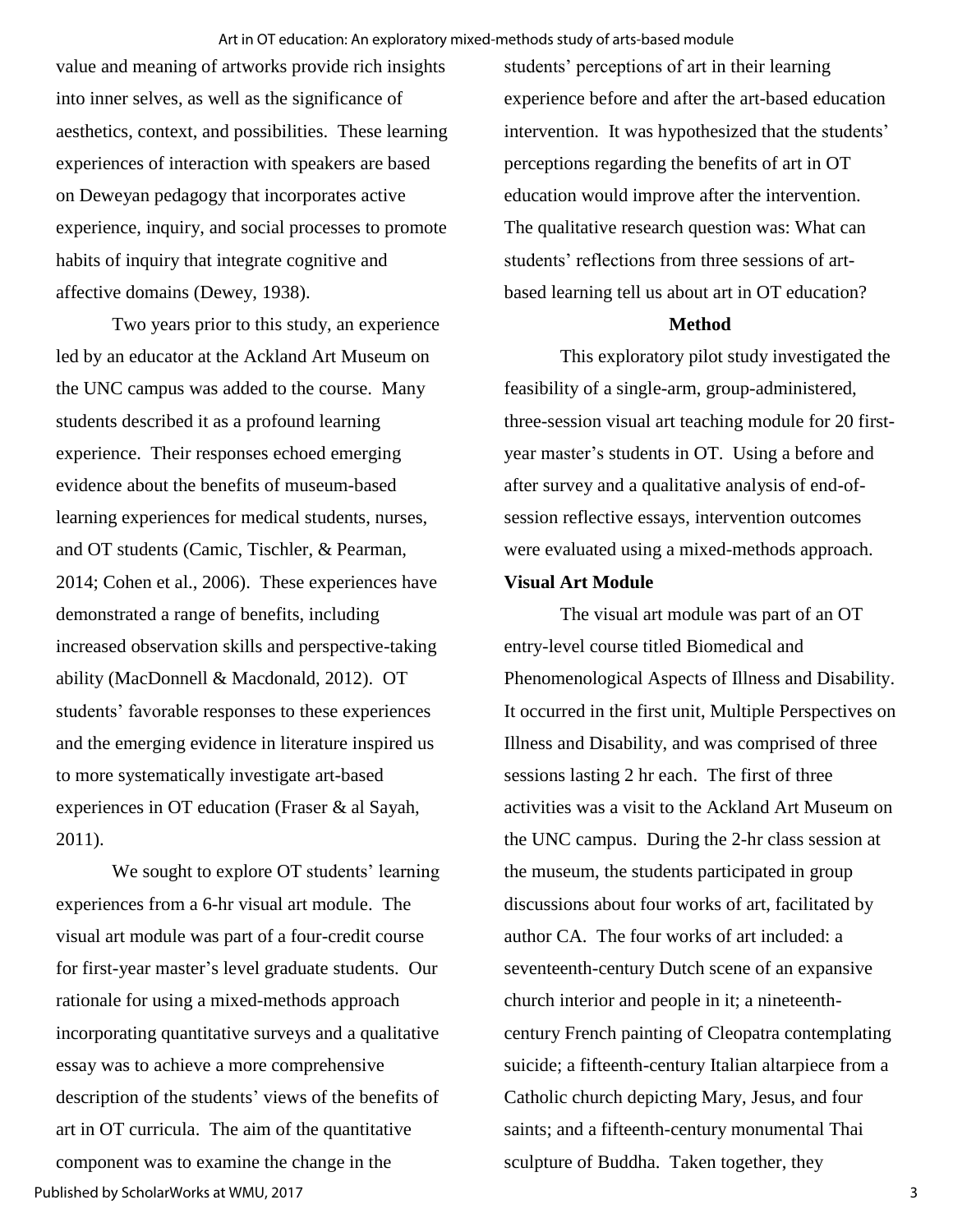value and meaning of artworks provide rich insights into inner selves, as well as the significance of aesthetics, context, and possibilities. These learning experiences of interaction with speakers are based on Deweyan pedagogy that incorporates active experience, inquiry, and social processes to promote habits of inquiry that integrate cognitive and affective domains (Dewey, 1938).

Two years prior to this study, an experience led by an educator at the Ackland Art Museum on the UNC campus was added to the course. Many students described it as a profound learning experience. Their responses echoed emerging evidence about the benefits of museum-based learning experiences for medical students, nurses, and OT students (Camic, Tischler, & Pearman, 2014; Cohen et al., 2006). These experiences have demonstrated a range of benefits, including increased observation skills and perspective-taking ability (MacDonnell & Macdonald, 2012). OT students' favorable responses to these experiences and the emerging evidence in literature inspired us to more systematically investigate art-based experiences in OT education (Fraser & al Sayah, 2011).

We sought to explore OT students' learning experiences from a 6-hr visual art module. The visual art module was part of a four-credit course for first-year master's level graduate students. Our rationale for using a mixed-methods approach incorporating quantitative surveys and a qualitative essay was to achieve a more comprehensive description of the students' views of the benefits of art in OT curricula. The aim of the quantitative component was to examine the change in the students' perceptions of art in their learning experience before and after the art-based education intervention. It was hypothesized that the students' perceptions regarding the benefits of art in OT education would improve after the intervention. The qualitative research question was: What can students' reflections from three sessions of art-based learning tell us about art in OT education?

## Method

This exploratory pilot study investigated the feasibility of a single-arm, group-administered, three-session visual art teaching module for 20 first-year master's students in OT. Using a before and after survey and a qualitative analysis of end-of-session reflective essays, intervention outcomes were evaluated using a mixed-methods approach.

### Visual Art Module

The visual art module was part of an OT entry-level course titled Biomedical and Phenomenological Aspects of Illness and Disability. It occurred in the first unit, Multiple Perspectives on Illness and Disability, and was comprised of three sessions lasting 2 hr each. The first of three activities was a visit to the Ackland Art Museum on the UNC campus. During the 2-hr class session at the museum, the students participated in group discussions about four works of art, facilitated by author CA. The four works of art included: a seventeenth-century Dutch scene of an expansive church interior and people in it; a nineteenth-century French painting of Cleopatra contemplating suicide; a fifteenth-century Italian altarpiece from a Catholic church depicting Mary, Jesus, and four saints; and a fifteenth-century monumental Thai sculpture of Buddha. Taken together, they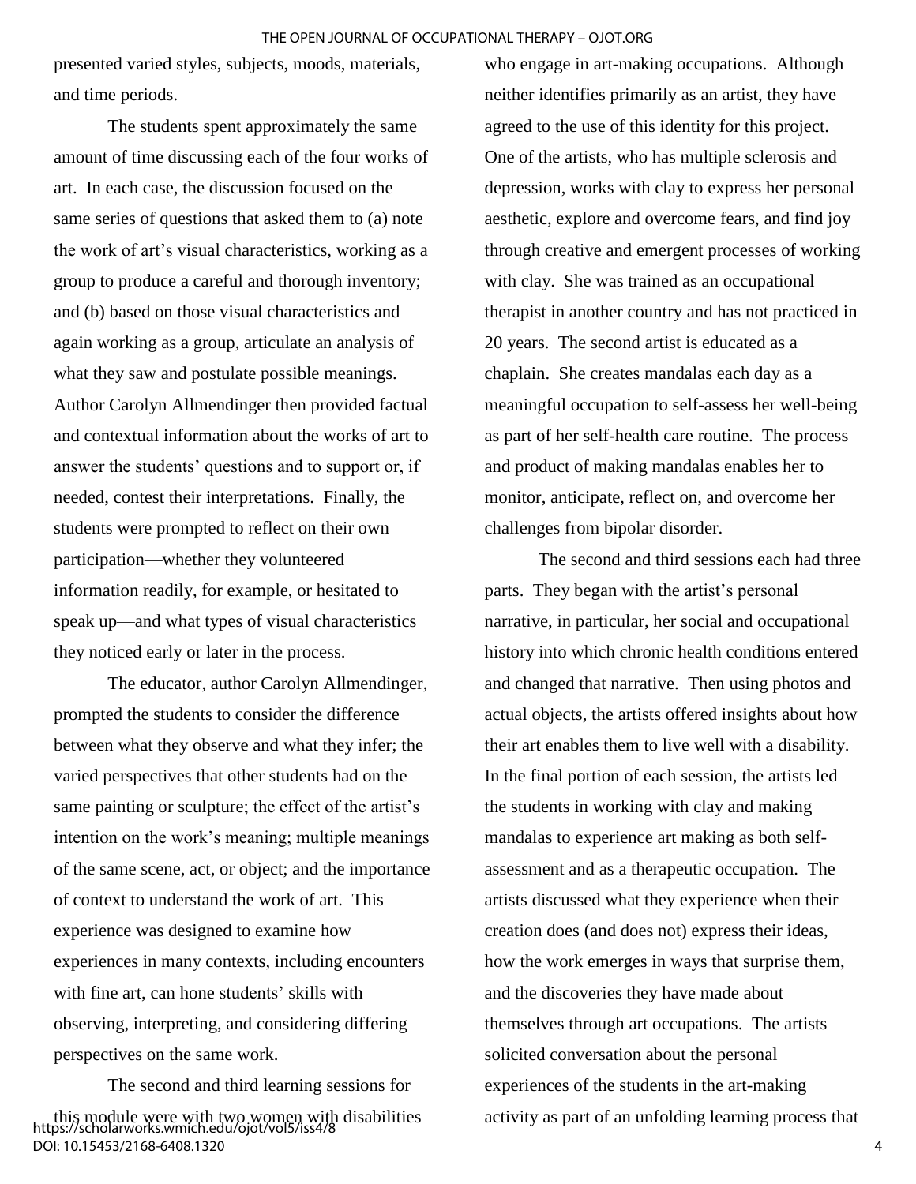presented varied styles, subjects, moods, materials, and time periods.

The students spent approximately the same amount of time discussing each of the four works of art. In each case, the discussion focused on the same series of questions that asked them to (a) note the work of art's visual characteristics, working as a group to produce a careful and thorough inventory; and (b) based on those visual characteristics and again working as a group, articulate an analysis of what they saw and postulate possible meanings. Author Carolyn Allmendinger then provided factual and contextual information about the works of art to answer the students' questions and to support or, if needed, contest their interpretations. Finally, the students were prompted to reflect on their own participation—whether they volunteered information readily, for example, or hesitated to speak up—and what types of visual characteristics they noticed early or later in the process.

The educator, author Carolyn Allmendinger, prompted the students to consider the difference between what they observe and what they infer; the varied perspectives that other students had on the same painting or sculpture; the effect of the artist's intention on the work's meaning; multiple meanings of the same scene, act, or object; and the importance of context to understand the work of art. This experience was designed to examine how experiences in many contexts, including encounters with fine art, can hone students' skills with observing, interpreting, and considering differing perspectives on the same work.

The second and third learning sessions for this module were with two women with disabilities who engage in art-making occupations. Although neither identifies primarily as an artist, they have agreed to the use of this identity for this project. One of the artists, who has multiple sclerosis and depression, works with clay to express her personal aesthetic, explore and overcome fears, and find joy through creative and emergent processes of working with clay. She was trained as an occupational therapist in another country and has not practiced in 20 years. The second artist is educated as a chaplain. She creates mandalas each day as a meaningful occupation to self-assess her well-being as part of her self-health care routine. The process and product of making mandalas enables her to monitor, anticipate, reflect on, and overcome her challenges from bipolar disorder.

The second and third sessions each had three parts. They began with the artist's personal narrative, in particular, her social and occupational history into which chronic health conditions entered and changed that narrative. Then using photos and actual objects, the artists offered insights about how their art enables them to live well with a disability. In the final portion of each session, the artists led the students in working with clay and making mandalas to experience art making as both self-assessment and as a therapeutic occupation. The artists discussed what they experience when their creation does (and does not) express their ideas, how the work emerges in ways that surprise them, and the discoveries they have made about themselves through art occupations. The artists solicited conversation about the personal experiences of the students in the art-making activity as part of an unfolding learning process that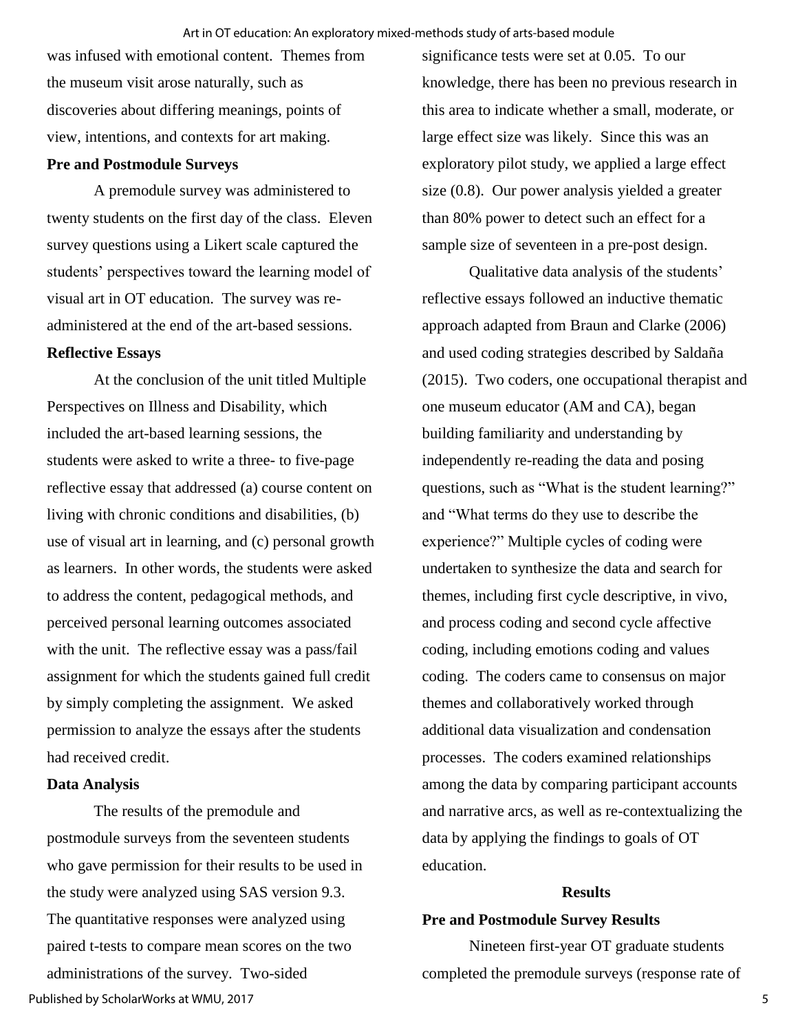was infused with emotional content. Themes from the museum visit arose naturally, such as discoveries about differing meanings, points of view, intentions, and contexts for art making.

**Pre and Postmodule Surveys**

A premodule survey was administered to twenty students on the first day of the class. Eleven survey questions using a Likert scale captured the students' perspectives toward the learning model of visual art in OT education. The survey was re-administered at the end of the art-based sessions.

**Reflective Essays**

At the conclusion of the unit titled Multiple Perspectives on Illness and Disability, which included the art-based learning sessions, the students were asked to write a three- to five-page reflective essay that addressed (a) course content on living with chronic conditions and disabilities, (b) use of visual art in learning, and (c) personal growth as learners. In other words, the students were asked to address the content, pedagogical methods, and perceived personal learning outcomes associated with the unit. The reflective essay was a pass/fail assignment for which the students gained full credit by simply completing the assignment. We asked permission to analyze the essays after the students had received credit.

**Data Analysis**

The results of the premodule and postmodule surveys from the seventeen students who gave permission for their results to be used in the study were analyzed using SAS version 9.3. The quantitative responses were analyzed using paired t-tests to compare mean scores on the two administrations of the survey. Two-sided significance tests were set at 0.05. To our knowledge, there has been no previous research in this area to indicate whether a small, moderate, or large effect size was likely. Since this was an exploratory pilot study, we applied a large effect size (0.8). Our power analysis yielded a greater than 80% power to detect such an effect for a sample size of seventeen in a pre-post design.

Qualitative data analysis of the students' reflective essays followed an inductive thematic approach adapted from Braun and Clarke (2006) and used coding strategies described by Saldaña (2015). Two coders, one occupational therapist and one museum educator (AM and CA), began building familiarity and understanding by independently re-reading the data and posing questions, such as "What is the student learning?" and "What terms do they use to describe the experience?" Multiple cycles of coding were undertaken to synthesize the data and search for themes, including first cycle descriptive, in vivo, and process coding and second cycle affective coding, including emotions coding and values coding. The coders came to consensus on major themes and collaboratively worked through additional data visualization and condensation processes. The coders examined relationships among the data by comparing participant accounts and narrative arcs, as well as re-contextualizing the data by applying the findings to goals of OT education.

## Results

**Pre and Postmodule Survey Results**

Nineteen first-year OT graduate students completed the premodule surveys (response rate of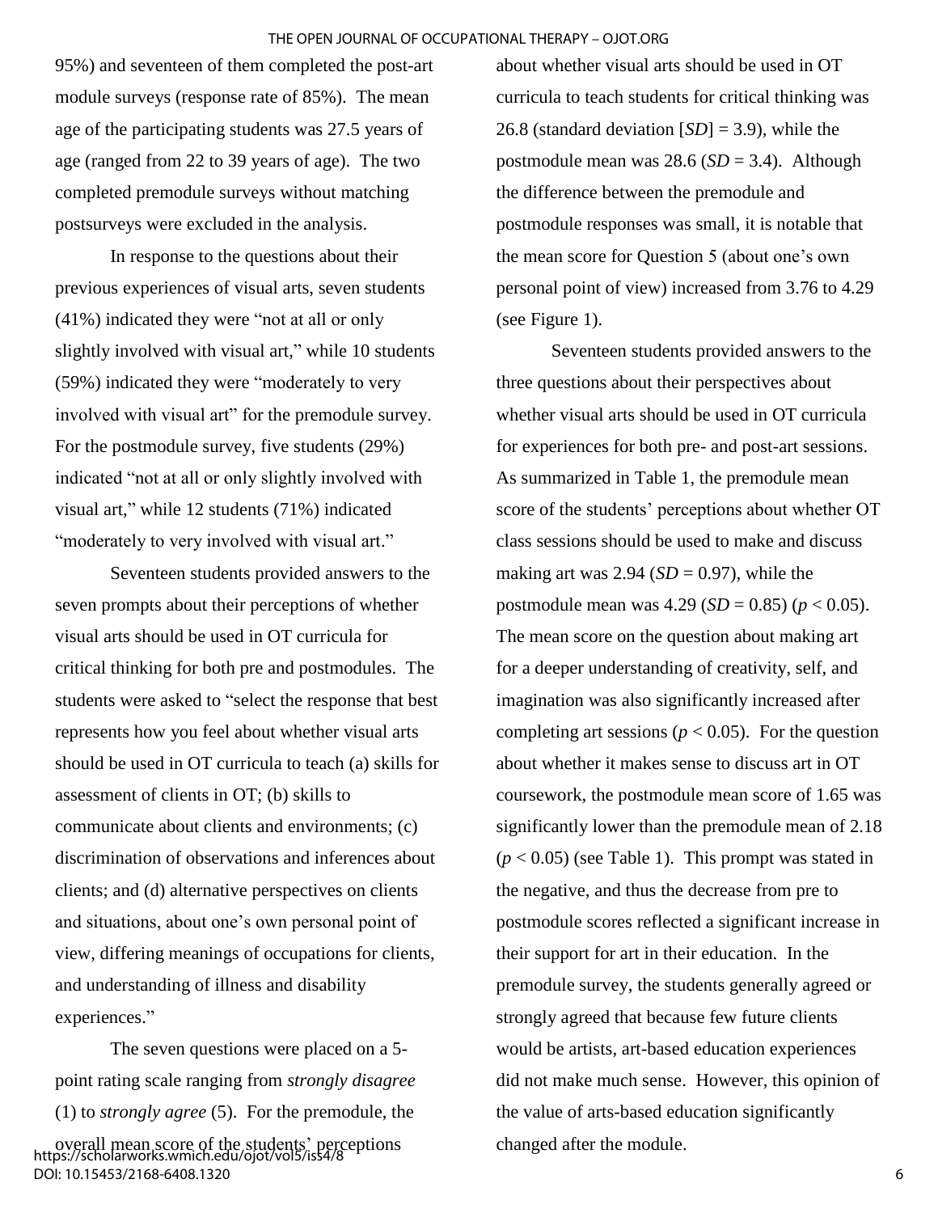95%) and seventeen of them completed the post-art module surveys (response rate of 85%). The mean age of the participating students was 27.5 years of age (ranged from 22 to 39 years of age). The two completed premodule surveys without matching postsurveys were excluded in the analysis.

In response to the questions about their previous experiences of visual arts, seven students (41%) indicated they were "not at all or only slightly involved with visual art," while 10 students (59%) indicated they were "moderately to very involved with visual art" for the premodule survey. For the postmodule survey, five students (29%) indicated "not at all or only slightly involved with visual art," while 12 students (71%) indicated "moderately to very involved with visual art."

Seventeen students provided answers to the seven prompts about their perceptions of whether visual arts should be used in OT curricula for critical thinking for both pre and postmodules. The students were asked to "select the response that best represents how you feel about whether visual arts should be used in OT curricula to teach (a) skills for assessment of clients in OT; (b) skills to communicate about clients and environments; (c) discrimination of observations and inferences about clients; and (d) alternative perspectives on clients and situations, about one's own personal point of view, differing meanings of occupations for clients, and understanding of illness and disability experiences."

The seven questions were placed on a 5-point rating scale ranging from *strongly disagree* (1) to *strongly agree* (5). For the premodule, the overall mean score of the students' perceptions about whether visual arts should be used in OT curricula to teach students for critical thinking was 26.8 (standard deviation [*SD*] = 3.9), while the postmodule mean was 28.6 (*SD* = 3.4). Although the difference between the premodule and postmodule responses was small, it is notable that the mean score for Question 5 (about one's own personal point of view) increased from 3.76 to 4.29 (see Figure 1).

Seventeen students provided answers to the three questions about their perspectives about whether visual arts should be used in OT curricula for experiences for both pre- and post-art sessions. As summarized in Table 1, the premodule mean score of the students' perceptions about whether OT class sessions should be used to make and discuss making art was 2.94 (*SD* = 0.97), while the postmodule mean was 4.29 (*SD* = 0.85) ($p < 0.05$). The mean score on the question about making art for a deeper understanding of creativity, self, and imagination was also significantly increased after completing art sessions ($p < 0.05$). For the question about whether it makes sense to discuss art in OT coursework, the postmodule mean score of 1.65 was significantly lower than the premodule mean of 2.18 ($p < 0.05$) (see Table 1). This prompt was stated in the negative, and thus the decrease from pre to postmodule scores reflected a significant increase in their support for art in their education. In the premodule survey, the students generally agreed or strongly agreed that because few future clients would be artists, art-based education experiences did not make much sense. However, this opinion of the value of arts-based education significantly changed after the module.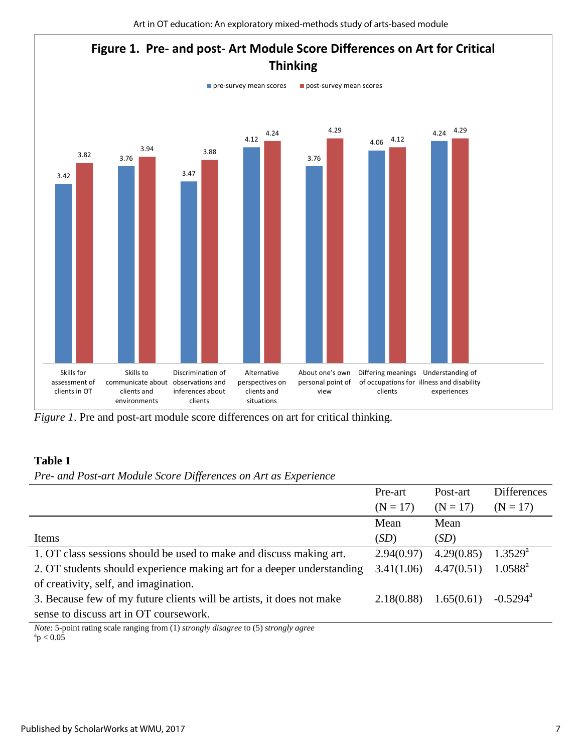**Figure 1. Pre- and post- Art Module Score Differences on Art for Critical Thinking**

| Item | pre-survey mean scores | post-survey mean scores |
|---|---|---|
| Skills for assessment of clients in OT | 3.42 | 3.82 |
| Skills to communicate about clients and environments | 3.76 | 3.94 |
| Discrimination of observations and inferences about clients | 3.47 | 3.88 |
| Alternative perspectives on clients and situations | 4.12 | 4.24 |
| About one's own personal point of view | 3.76 | 4.29 |
| Differing meanings of occupations for clients | 4.06 | 4.12 |
| Understanding of illness and disability experiences | 4.24 | 4.29 |

*Figure 1*. Pre and post-art module score differences on art for critical thinking.

**Table 1**

*Pre- and Post-art Module Score Differences on Art as Experience*

| | Pre-art (N = 17) | Post-art (N = 17) | Differences (N = 17) |
|---|---|---|---|
| Items | Mean (*SD*) | Mean (*SD*) | |
| 1. OT class sessions should be used to make and discuss making art. | 2.94(0.97) | 4.29(0.85) | 1.3529[a] |
| 2. OT students should experience making art for a deeper understanding of creativity, self, and imagination. | 3.41(1.06) | 4.47(0.51) | 1.0588[a] |
| 3. Because few of my future clients will be artists, it does not make sense to discuss art in OT coursework. | 2.18(0.88) | 1.65(0.61) | -0.5294[a] |

*Note*: 5-point rating scale ranging from (1) *strongly disagree* to (5) *strongly agree*
[a] $p < 0.05$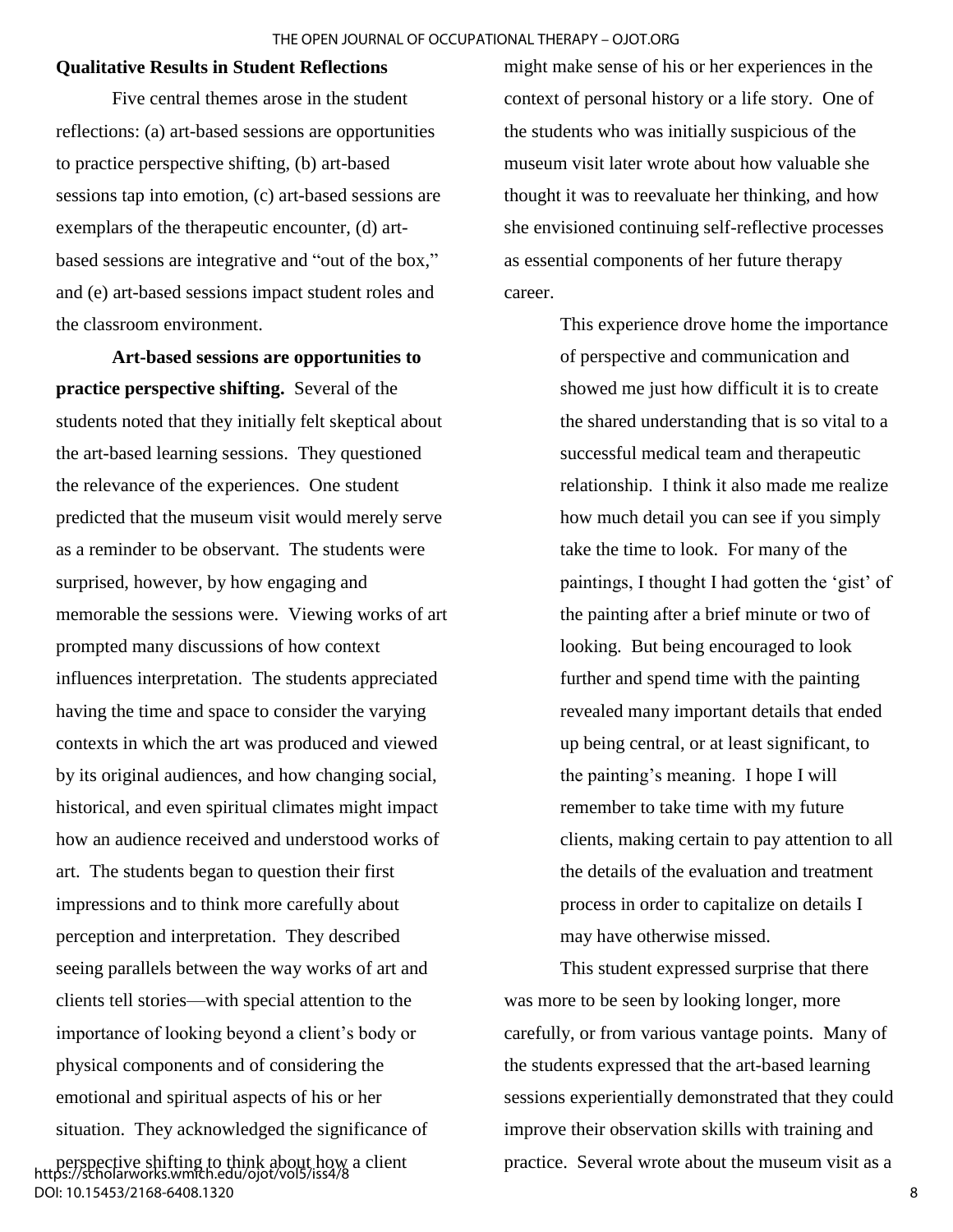### Qualitative Results in Student Reflections

Five central themes arose in the student reflections: (a) art-based sessions are opportunities to practice perspective shifting, (b) art-based sessions tap into emotion, (c) art-based sessions are exemplars of the therapeutic encounter, (d) art-based sessions are integrative and "out of the box," and (e) art-based sessions impact student roles and the classroom environment.

**Art-based sessions are opportunities to practice perspective shifting.** Several of the students noted that they initially felt skeptical about the art-based learning sessions. They questioned the relevance of the experiences. One student predicted that the museum visit would merely serve as a reminder to be observant. The students were surprised, however, by how engaging and memorable the sessions were. Viewing works of art prompted many discussions of how context influences interpretation. The students appreciated having the time and space to consider the varying contexts in which the art was produced and viewed by its original audiences, and how changing social, historical, and even spiritual climates might impact how an audience received and understood works of art. The students began to question their first impressions and to think more carefully about perception and interpretation. They described seeing parallels between the way works of art and clients tell stories—with special attention to the importance of looking beyond a client's body or physical components and of considering the emotional and spiritual aspects of his or her situation. They acknowledged the significance of perspective shifting to think about how a client might make sense of his or her experiences in the context of personal history or a life story. One of the students who was initially suspicious of the museum visit later wrote about how valuable she thought it was to reevaluate her thinking, and how she envisioned continuing self-reflective processes as essential components of her future therapy career.

> This experience drove home the importance of perspective and communication and showed me just how difficult it is to create the shared understanding that is so vital to a successful medical team and therapeutic relationship. I think it also made me realize how much detail you can see if you simply take the time to look. For many of the paintings, I thought I had gotten the 'gist' of the painting after a brief minute or two of looking. But being encouraged to look further and spend time with the painting revealed many important details that ended up being central, or at least significant, to the painting's meaning. I hope I will remember to take time with my future clients, making certain to pay attention to all the details of the evaluation and treatment process in order to capitalize on details I may have otherwise missed.

This student expressed surprise that there was more to be seen by looking longer, more carefully, or from various vantage points. Many of the students expressed that the art-based learning sessions experientially demonstrated that they could improve their observation skills with training and practice. Several wrote about the museum visit as a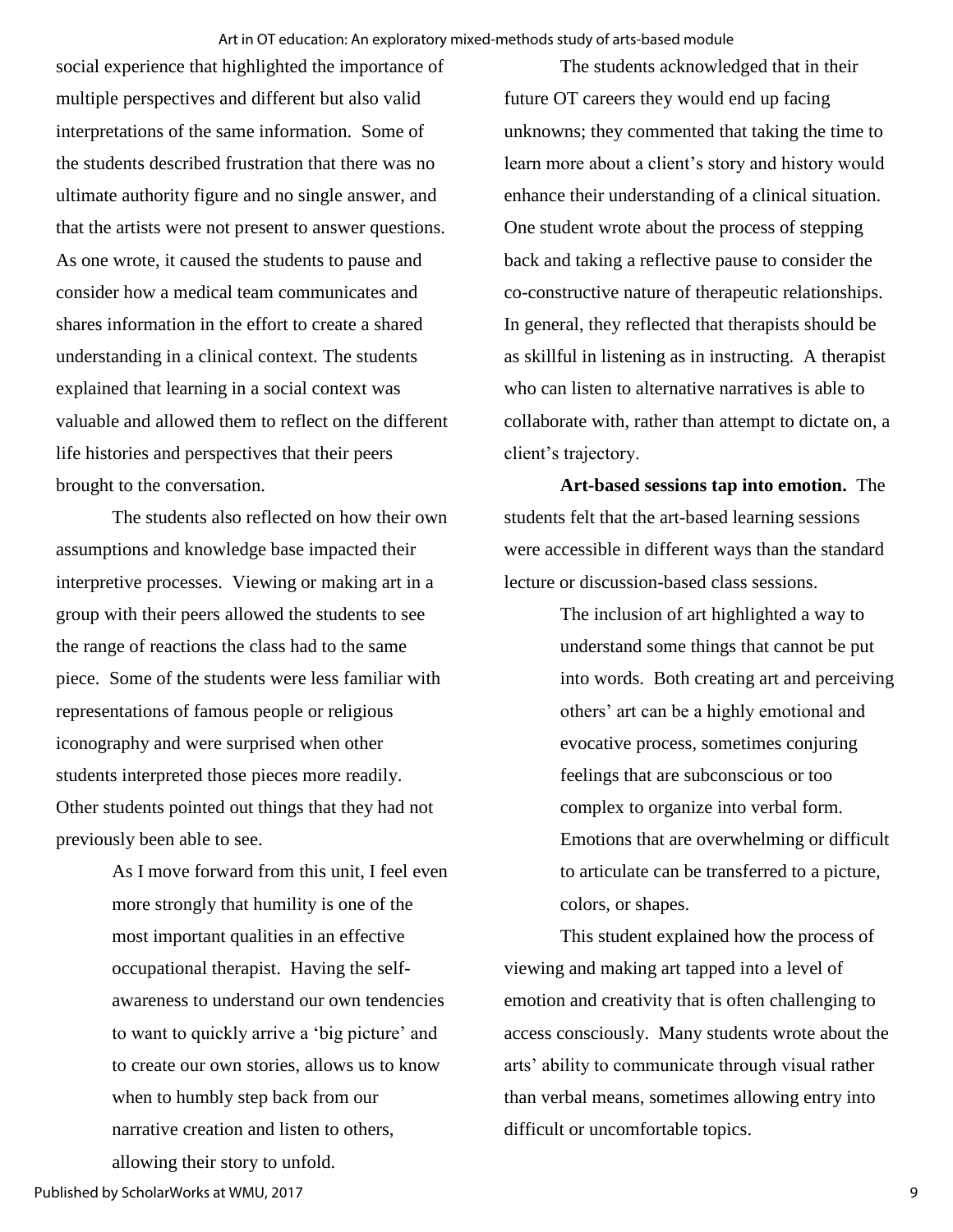social experience that highlighted the importance of multiple perspectives and different but also valid interpretations of the same information. Some of the students described frustration that there was no ultimate authority figure and no single answer, and that the artists were not present to answer questions. As one wrote, it caused the students to pause and consider how a medical team communicates and shares information in the effort to create a shared understanding in a clinical context. The students explained that learning in a social context was valuable and allowed them to reflect on the different life histories and perspectives that their peers brought to the conversation.

The students also reflected on how their own assumptions and knowledge base impacted their interpretive processes. Viewing or making art in a group with their peers allowed the students to see the range of reactions the class had to the same piece. Some of the students were less familiar with representations of famous people or religious iconography and were surprised when other students interpreted those pieces more readily. Other students pointed out things that they had not previously been able to see.

> As I move forward from this unit, I feel even more strongly that humility is one of the most important qualities in an effective occupational therapist. Having the self-awareness to understand our own tendencies to want to quickly arrive a 'big picture' and to create our own stories, allows us to know when to humbly step back from our narrative creation and listen to others, allowing their story to unfold.

The students acknowledged that in their future OT careers they would end up facing unknowns; they commented that taking the time to learn more about a client's story and history would enhance their understanding of a clinical situation. One student wrote about the process of stepping back and taking a reflective pause to consider the co-constructive nature of therapeutic relationships. In general, they reflected that therapists should be as skillful in listening as in instructing. A therapist who can listen to alternative narratives is able to collaborate with, rather than attempt to dictate on, a client's trajectory.

**Art-based sessions tap into emotion.** The students felt that the art-based learning sessions were accessible in different ways than the standard lecture or discussion-based class sessions.

> The inclusion of art highlighted a way to understand some things that cannot be put into words. Both creating art and perceiving others' art can be a highly emotional and evocative process, sometimes conjuring feelings that are subconscious or too complex to organize into verbal form. Emotions that are overwhelming or difficult to articulate can be transferred to a picture, colors, or shapes.

This student explained how the process of viewing and making art tapped into a level of emotion and creativity that is often challenging to access consciously. Many students wrote about the arts' ability to communicate through visual rather than verbal means, sometimes allowing entry into difficult or uncomfortable topics.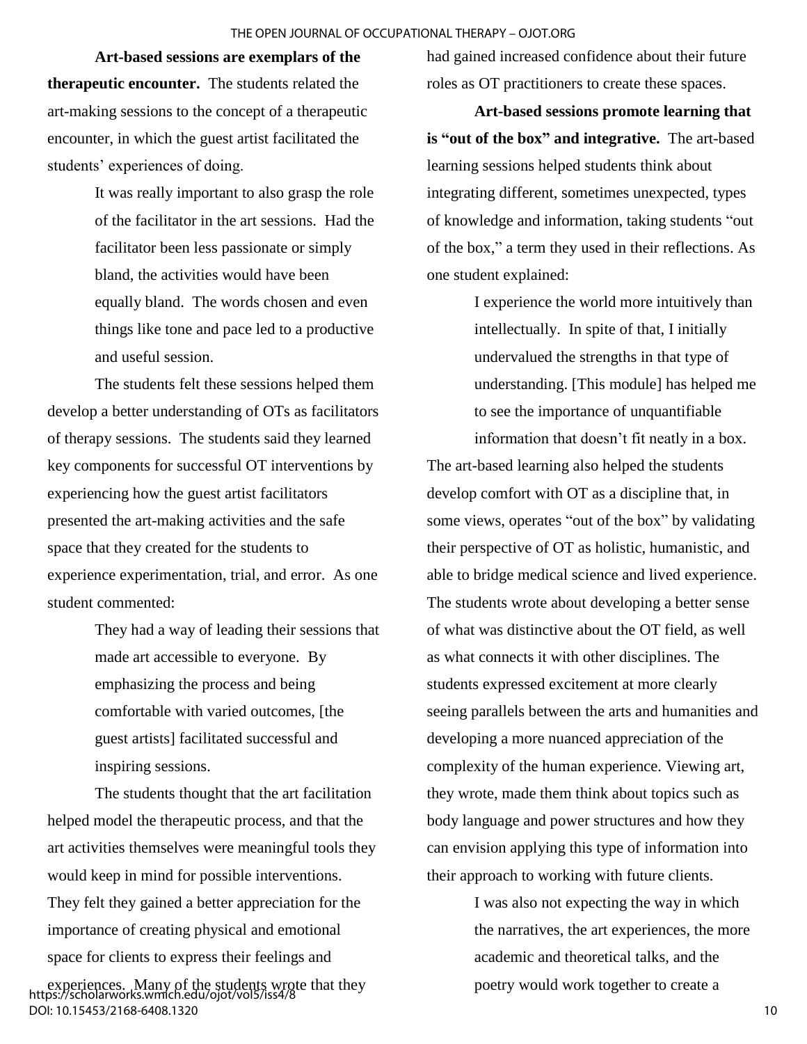**Art-based sessions are exemplars of the therapeutic encounter.** The students related the art-making sessions to the concept of a therapeutic encounter, in which the guest artist facilitated the students' experiences of doing.

> It was really important to also grasp the role of the facilitator in the art sessions. Had the facilitator been less passionate or simply bland, the activities would have been equally bland. The words chosen and even things like tone and pace led to a productive and useful session.

The students felt these sessions helped them develop a better understanding of OTs as facilitators of therapy sessions. The students said they learned key components for successful OT interventions by experiencing how the guest artist facilitators presented the art-making activities and the safe space that they created for the students to experience experimentation, trial, and error. As one student commented:

> They had a way of leading their sessions that made art accessible to everyone. By emphasizing the process and being comfortable with varied outcomes, [the guest artists] facilitated successful and inspiring sessions.

The students thought that the art facilitation helped model the therapeutic process, and that the art activities themselves were meaningful tools they would keep in mind for possible interventions. They felt they gained a better appreciation for the importance of creating physical and emotional space for clients to express their feelings and experiences. Many of the students wrote that they had gained increased confidence about their future roles as OT practitioners to create these spaces.

**Art-based sessions promote learning that is "out of the box" and integrative.** The art-based learning sessions helped students think about integrating different, sometimes unexpected, types of knowledge and information, taking students "out of the box," a term they used in their reflections. As one student explained:

> I experience the world more intuitively than intellectually. In spite of that, I initially undervalued the strengths in that type of understanding. [This module] has helped me to see the importance of unquantifiable information that doesn't fit neatly in a box.

The art-based learning also helped the students develop comfort with OT as a discipline that, in some views, operates "out of the box" by validating their perspective of OT as holistic, humanistic, and able to bridge medical science and lived experience. The students wrote about developing a better sense of what was distinctive about the OT field, as well as what connects it with other disciplines. The students expressed excitement at more clearly seeing parallels between the arts and humanities and developing a more nuanced appreciation of the complexity of the human experience. Viewing art, they wrote, made them think about topics such as body language and power structures and how they can envision applying this type of information into their approach to working with future clients.

> I was also not expecting the way in which the narratives, the art experiences, the more academic and theoretical talks, and the poetry would work together to create a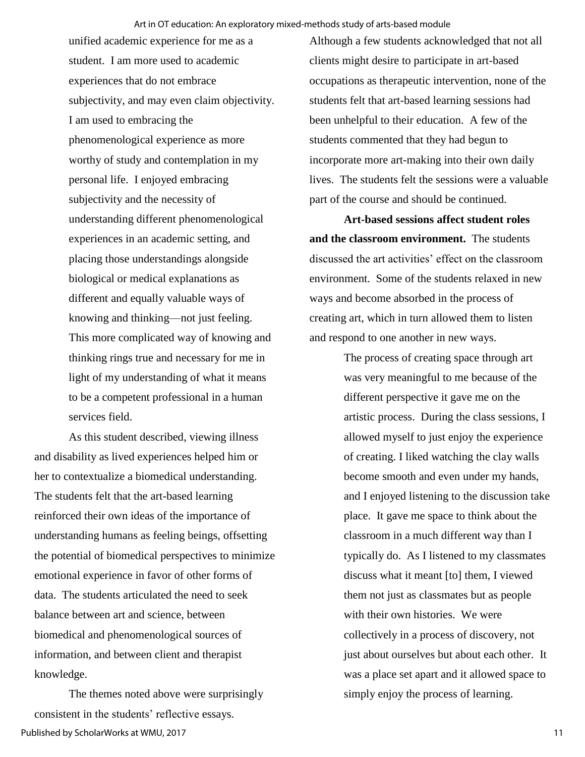unified academic experience for me as a student. I am more used to academic experiences that do not embrace subjectivity, and may even claim objectivity. I am used to embracing the phenomenological experience as more worthy of study and contemplation in my personal life. I enjoyed embracing subjectivity and the necessity of understanding different phenomenological experiences in an academic setting, and placing those understandings alongside biological or medical explanations as different and equally valuable ways of knowing and thinking—not just feeling. This more complicated way of knowing and thinking rings true and necessary for me in light of my understanding of what it means to be a competent professional in a human services field.

As this student described, viewing illness and disability as lived experiences helped him or her to contextualize a biomedical understanding. The students felt that the art-based learning reinforced their own ideas of the importance of understanding humans as feeling beings, offsetting the potential of biomedical perspectives to minimize emotional experience in favor of other forms of data. The students articulated the need to seek balance between art and science, between biomedical and phenomenological sources of information, and between client and therapist knowledge.

The themes noted above were surprisingly consistent in the students' reflective essays. Although a few students acknowledged that not all clients might desire to participate in art-based occupations as therapeutic intervention, none of the students felt that art-based learning sessions had been unhelpful to their education. A few of the students commented that they had begun to incorporate more art-making into their own daily lives. The students felt the sessions were a valuable part of the course and should be continued.

**Art-based sessions affect student roles and the classroom environment.** The students discussed the art activities' effect on the classroom environment. Some of the students relaxed in new ways and become absorbed in the process of creating art, which in turn allowed them to listen and respond to one another in new ways.

> The process of creating space through art was very meaningful to me because of the different perspective it gave me on the artistic process. During the class sessions, I allowed myself to just enjoy the experience of creating. I liked watching the clay walls become smooth and even under my hands, and I enjoyed listening to the discussion take place. It gave me space to think about the classroom in a much different way than I typically do. As I listened to my classmates discuss what it meant [to] them, I viewed them not just as classmates but as people with their own histories. We were collectively in a process of discovery, not just about ourselves but about each other. It was a place set apart and it allowed space to simply enjoy the process of learning.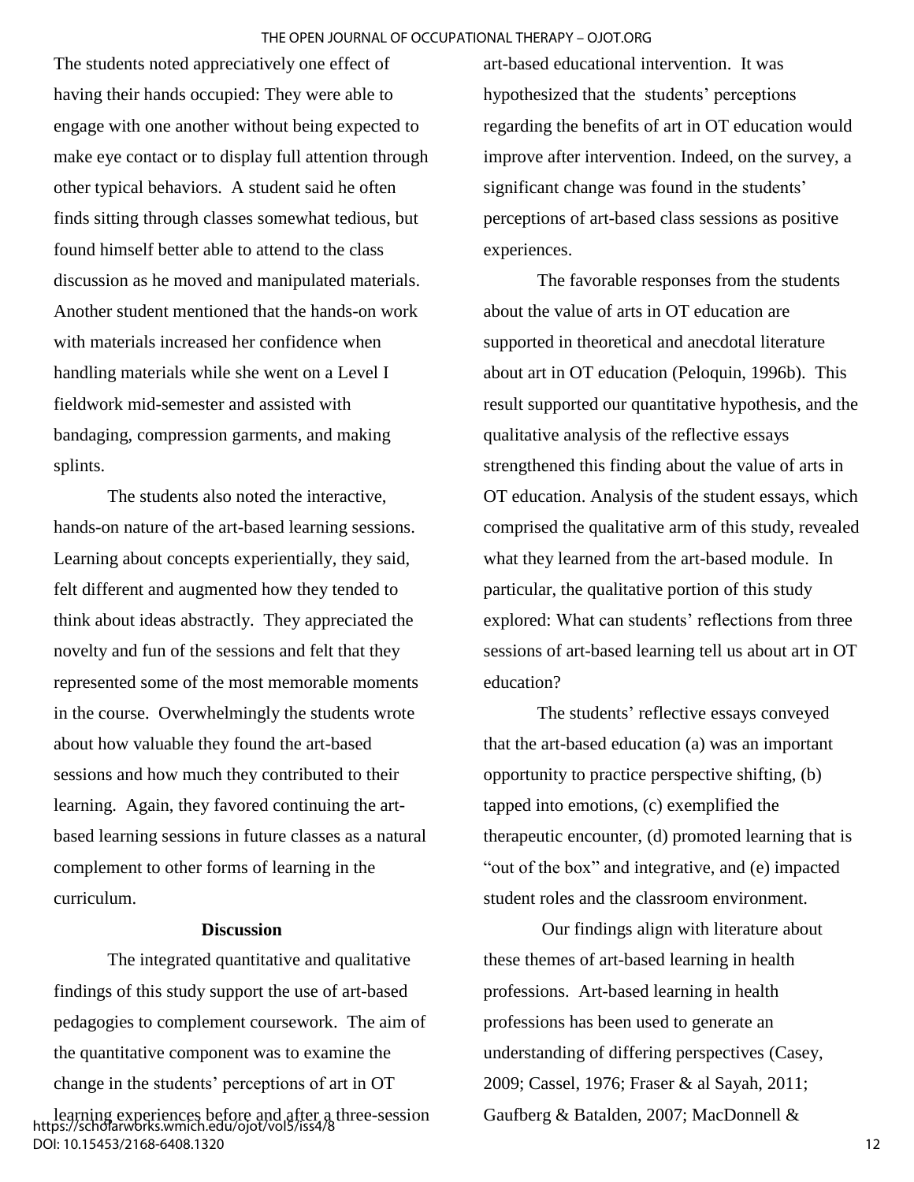The students noted appreciatively one effect of having their hands occupied: They were able to engage with one another without being expected to make eye contact or to display full attention through other typical behaviors. A student said he often finds sitting through classes somewhat tedious, but found himself better able to attend to the class discussion as he moved and manipulated materials. Another student mentioned that the hands-on work with materials increased her confidence when handling materials while she went on a Level I fieldwork mid-semester and assisted with bandaging, compression garments, and making splints.

The students also noted the interactive, hands-on nature of the art-based learning sessions. Learning about concepts experientially, they said, felt different and augmented how they tended to think about ideas abstractly. They appreciated the novelty and fun of the sessions and felt that they represented some of the most memorable moments in the course. Overwhelmingly the students wrote about how valuable they found the art-based sessions and how much they contributed to their learning. Again, they favored continuing the art-based learning sessions in future classes as a natural complement to other forms of learning in the curriculum.

## Discussion

The integrated quantitative and qualitative findings of this study support the use of art-based pedagogies to complement coursework. The aim of the quantitative component was to examine the change in the students' perceptions of art in OT learning experiences before and after a three-session art-based educational intervention. It was hypothesized that the students' perceptions regarding the benefits of art in OT education would improve after intervention. Indeed, on the survey, a significant change was found in the students' perceptions of art-based class sessions as positive experiences.

The favorable responses from the students about the value of arts in OT education are supported in theoretical and anecdotal literature about art in OT education (Peloquin, 1996b). This result supported our quantitative hypothesis, and the qualitative analysis of the reflective essays strengthened this finding about the value of arts in OT education. Analysis of the student essays, which comprised the qualitative arm of this study, revealed what they learned from the art-based module. In particular, the qualitative portion of this study explored: What can students' reflections from three sessions of art-based learning tell us about art in OT education?

The students' reflective essays conveyed that the art-based education (a) was an important opportunity to practice perspective shifting, (b) tapped into emotions, (c) exemplified the therapeutic encounter, (d) promoted learning that is "out of the box" and integrative, and (e) impacted student roles and the classroom environment.

Our findings align with literature about these themes of art-based learning in health professions. Art-based learning in health professions has been used to generate an understanding of differing perspectives (Casey, 2009; Cassel, 1976; Fraser & al Sayah, 2011; Gaufberg & Batalden, 2007; MacDonnell &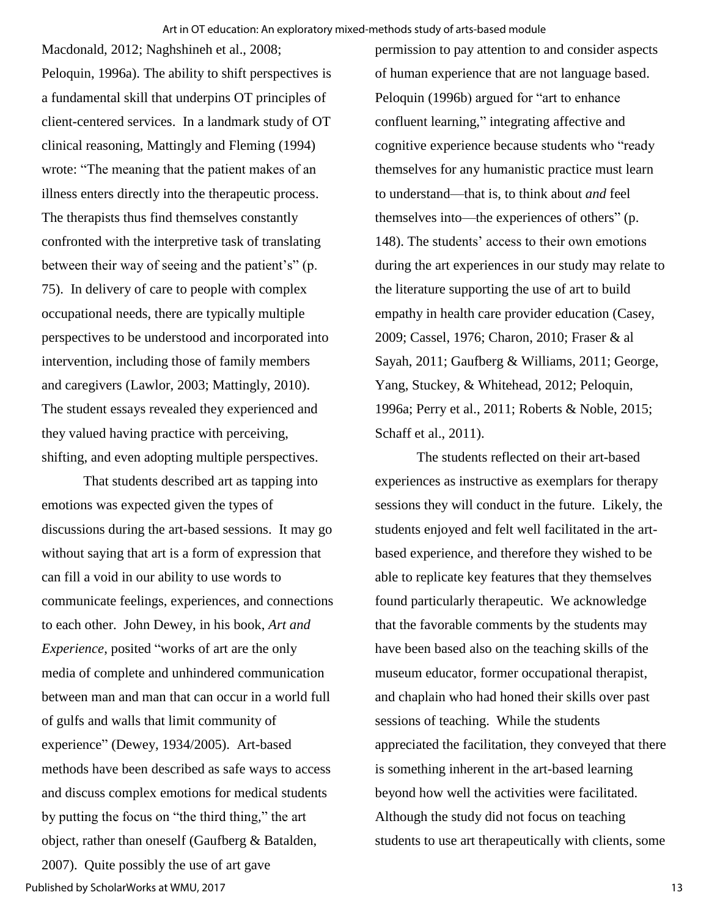Macdonald, 2012; Naghshineh et al., 2008; Peloquin, 1996a). The ability to shift perspectives is a fundamental skill that underpins OT principles of client-centered services. In a landmark study of OT clinical reasoning, Mattingly and Fleming (1994) wrote: "The meaning that the patient makes of an illness enters directly into the therapeutic process. The therapists thus find themselves constantly confronted with the interpretive task of translating between their way of seeing and the patient's" (p. 75). In delivery of care to people with complex occupational needs, there are typically multiple perspectives to be understood and incorporated into intervention, including those of family members and caregivers (Lawlor, 2003; Mattingly, 2010). The student essays revealed they experienced and they valued having practice with perceiving, shifting, and even adopting multiple perspectives.

That students described art as tapping into emotions was expected given the types of discussions during the art-based sessions. It may go without saying that art is a form of expression that can fill a void in our ability to use words to communicate feelings, experiences, and connections to each other. John Dewey, in his book, *Art and Experience*, posited "works of art are the only media of complete and unhindered communication between man and man that can occur in a world full of gulfs and walls that limit community of experience" (Dewey, 1934/2005). Art-based methods have been described as safe ways to access and discuss complex emotions for medical students by putting the focus on "the third thing," the art object, rather than oneself (Gaufberg & Batalden, 2007). Quite possibly the use of art gave permission to pay attention to and consider aspects of human experience that are not language based. Peloquin (1996b) argued for "art to enhance confluent learning," integrating affective and cognitive experience because students who "ready themselves for any humanistic practice must learn to understand—that is, to think about *and* feel themselves into—the experiences of others" (p. 148). The students' access to their own emotions during the art experiences in our study may relate to the literature supporting the use of art to build empathy in health care provider education (Casey, 2009; Cassel, 1976; Charon, 2010; Fraser & al Sayah, 2011; Gaufberg & Williams, 2011; George, Yang, Stuckey, & Whitehead, 2012; Peloquin, 1996a; Perry et al., 2011; Roberts & Noble, 2015; Schaff et al., 2011).

The students reflected on their art-based experiences as instructive as exemplars for therapy sessions they will conduct in the future. Likely, the students enjoyed and felt well facilitated in the art-based experience, and therefore they wished to be able to replicate key features that they themselves found particularly therapeutic. We acknowledge that the favorable comments by the students may have been based also on the teaching skills of the museum educator, former occupational therapist, and chaplain who had honed their skills over past sessions of teaching. While the students appreciated the facilitation, they conveyed that there is something inherent in the art-based learning beyond how well the activities were facilitated. Although the study did not focus on teaching students to use art therapeutically with clients, some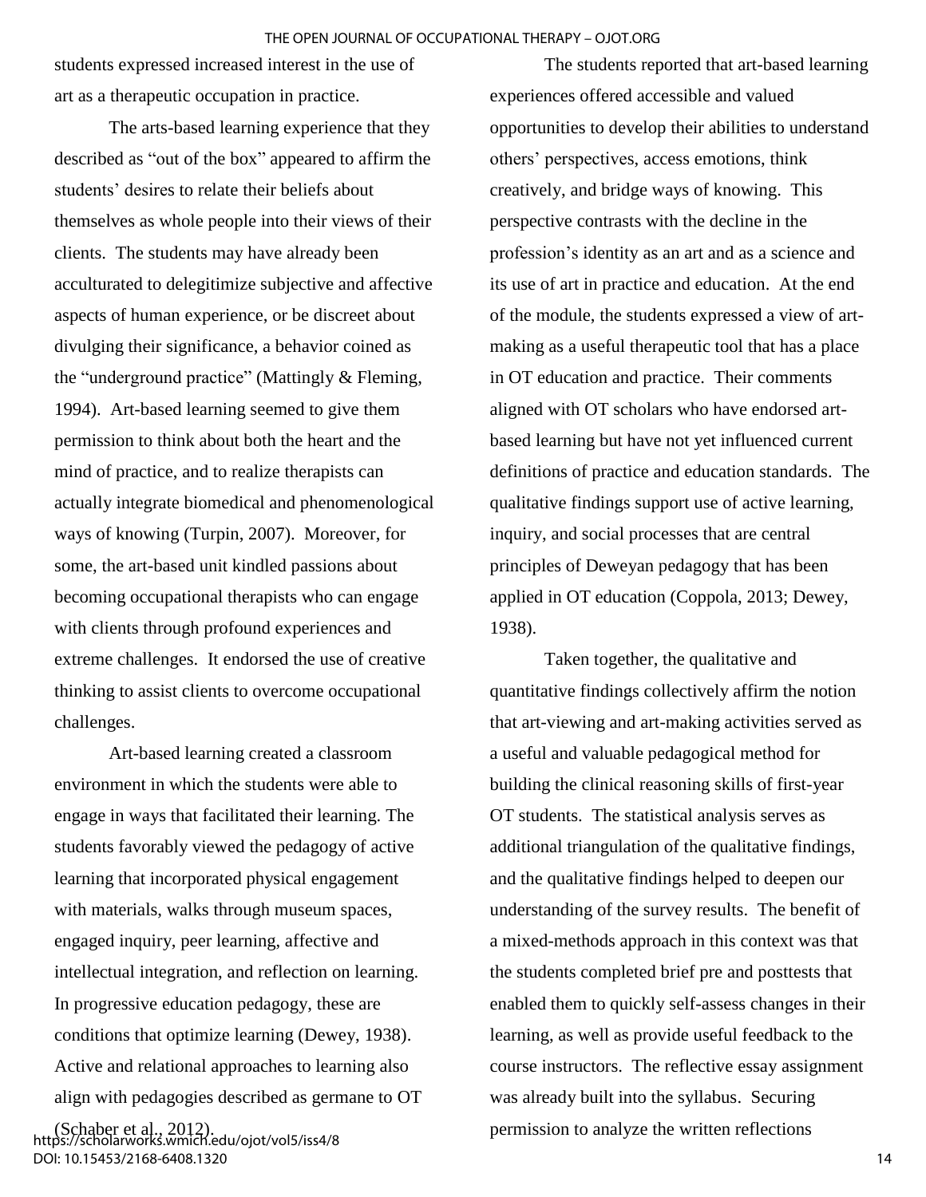students expressed increased interest in the use of art as a therapeutic occupation in practice.

The arts-based learning experience that they described as "out of the box" appeared to affirm the students' desires to relate their beliefs about themselves as whole people into their views of their clients. The students may have already been acculturated to delegitimize subjective and affective aspects of human experience, or be discreet about divulging their significance, a behavior coined as the "underground practice" (Mattingly & Fleming, 1994). Art-based learning seemed to give them permission to think about both the heart and the mind of practice, and to realize therapists can actually integrate biomedical and phenomenological ways of knowing (Turpin, 2007). Moreover, for some, the art-based unit kindled passions about becoming occupational therapists who can engage with clients through profound experiences and extreme challenges. It endorsed the use of creative thinking to assist clients to overcome occupational challenges.

Art-based learning created a classroom environment in which the students were able to engage in ways that facilitated their learning. The students favorably viewed the pedagogy of active learning that incorporated physical engagement with materials, walks through museum spaces, engaged inquiry, peer learning, affective and intellectual integration, and reflection on learning. In progressive education pedagogy, these are conditions that optimize learning (Dewey, 1938). Active and relational approaches to learning also align with pedagogies described as germane to OT (Schaber et al., 2012).

The students reported that art-based learning experiences offered accessible and valued opportunities to develop their abilities to understand others' perspectives, access emotions, think creatively, and bridge ways of knowing. This perspective contrasts with the decline in the profession's identity as an art and as a science and its use of art in practice and education. At the end of the module, the students expressed a view of art-making as a useful therapeutic tool that has a place in OT education and practice. Their comments aligned with OT scholars who have endorsed art-based learning but have not yet influenced current definitions of practice and education standards. The qualitative findings support use of active learning, inquiry, and social processes that are central principles of Deweyan pedagogy that has been applied in OT education (Coppola, 2013; Dewey, 1938).

Taken together, the qualitative and quantitative findings collectively affirm the notion that art-viewing and art-making activities served as a useful and valuable pedagogical method for building the clinical reasoning skills of first-year OT students. The statistical analysis serves as additional triangulation of the qualitative findings, and the qualitative findings helped to deepen our understanding of the survey results. The benefit of a mixed-methods approach in this context was that the students completed brief pre and posttests that enabled them to quickly self-assess changes in their learning, as well as provide useful feedback to the course instructors. The reflective essay assignment was already built into the syllabus. Securing permission to analyze the written reflections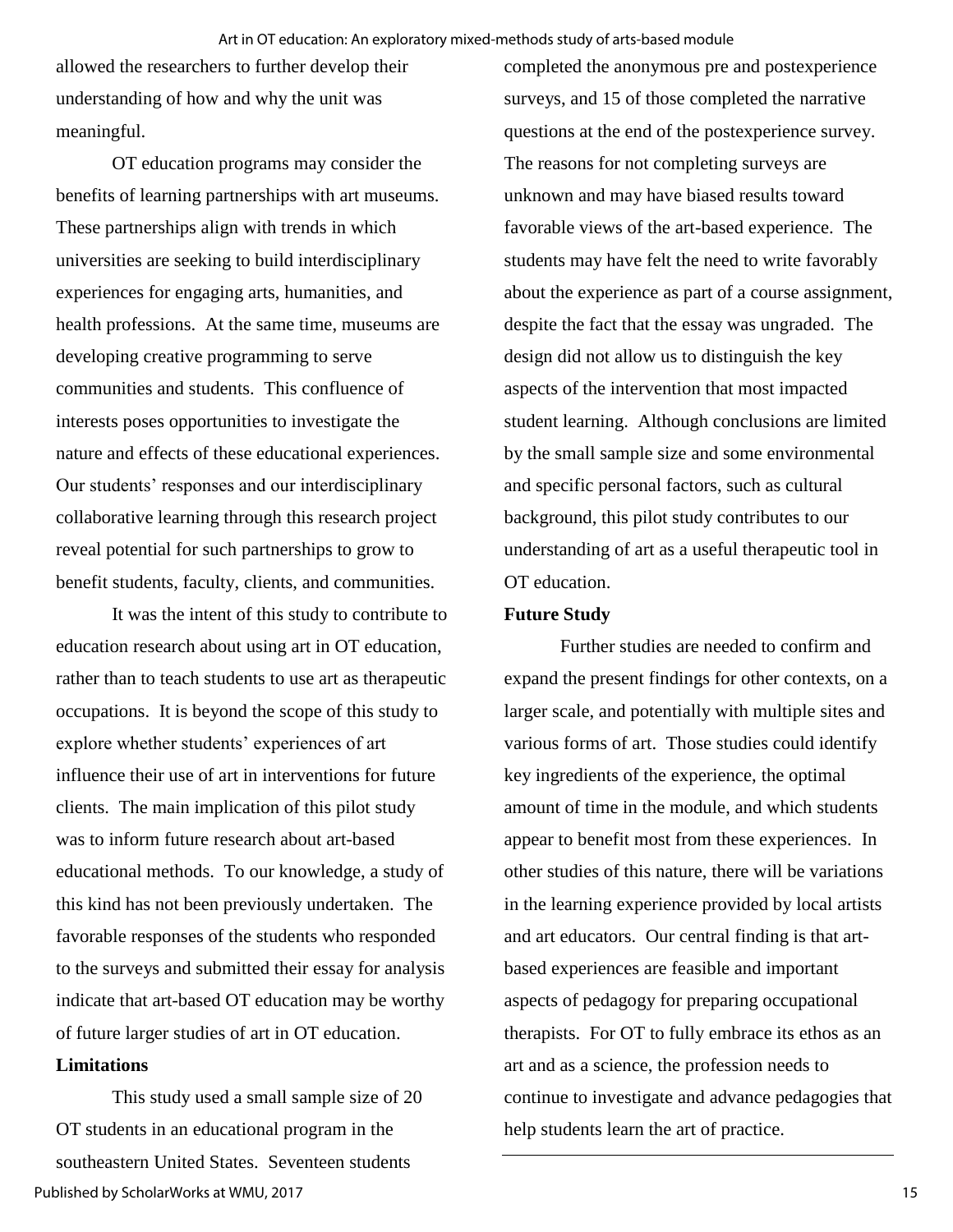allowed the researchers to further develop their understanding of how and why the unit was meaningful.

OT education programs may consider the benefits of learning partnerships with art museums. These partnerships align with trends in which universities are seeking to build interdisciplinary experiences for engaging arts, humanities, and health professions. At the same time, museums are developing creative programming to serve communities and students. This confluence of interests poses opportunities to investigate the nature and effects of these educational experiences. Our students' responses and our interdisciplinary collaborative learning through this research project reveal potential for such partnerships to grow to benefit students, faculty, clients, and communities.

It was the intent of this study to contribute to education research about using art in OT education, rather than to teach students to use art as therapeutic occupations. It is beyond the scope of this study to explore whether students' experiences of art influence their use of art in interventions for future clients. The main implication of this pilot study was to inform future research about art-based educational methods. To our knowledge, a study of this kind has not been previously undertaken. The favorable responses of the students who responded to the surveys and submitted their essay for analysis indicate that art-based OT education may be worthy of future larger studies of art in OT education.

**Limitations**

This study used a small sample size of 20 OT students in an educational program in the southeastern United States. Seventeen students completed the anonymous pre and postexperience surveys, and 15 of those completed the narrative questions at the end of the postexperience survey. The reasons for not completing surveys are unknown and may have biased results toward favorable views of the art-based experience. The students may have felt the need to write favorably about the experience as part of a course assignment, despite the fact that the essay was ungraded. The design did not allow us to distinguish the key aspects of the intervention that most impacted student learning. Although conclusions are limited by the small sample size and some environmental and specific personal factors, such as cultural background, this pilot study contributes to our understanding of art as a useful therapeutic tool in OT education.

**Future Study**

Further studies are needed to confirm and expand the present findings for other contexts, on a larger scale, and potentially with multiple sites and various forms of art. Those studies could identify key ingredients of the experience, the optimal amount of time in the module, and which students appear to benefit most from these experiences. In other studies of this nature, there will be variations in the learning experience provided by local artists and art educators. Our central finding is that art-based experiences are feasible and important aspects of pedagogy for preparing occupational therapists. For OT to fully embrace its ethos as an art and as a science, the profession needs to continue to investigate and advance pedagogies that help students learn the art of practice.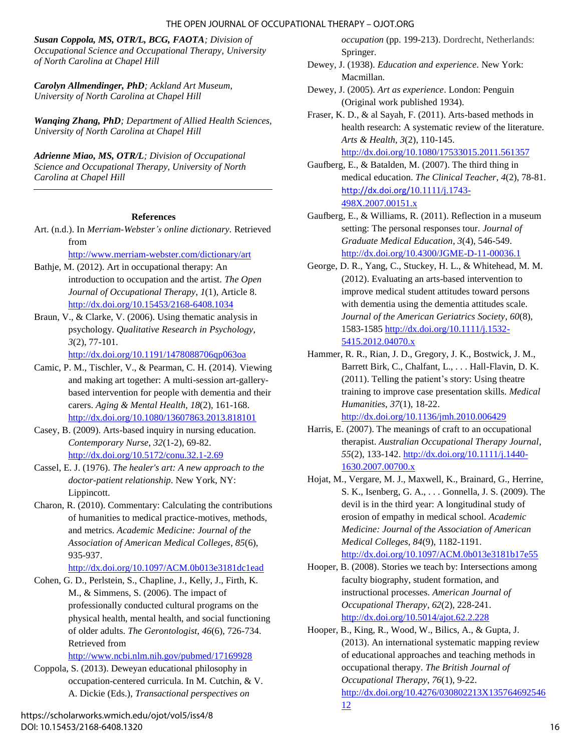***Susan Coppola, MS, OTR/L, BCG, FAOTA****; Division of Occupational Science and Occupational Therapy, University of North Carolina at Chapel Hill*

***Carolyn Allmendinger, PhD****; Ackland Art Museum, University of North Carolina at Chapel Hill*

***Wanqing Zhang, PhD****; Department of Allied Health Sciences, University of North Carolina at Chapel Hill*

***Adrienne Miao, MS, OTR/L****; Division of Occupational Science and Occupational Therapy, University of North Carolina at Chapel Hill*

---

## References

Art. (n.d.). In *Merriam-Webster's online dictionary.* Retrieved from http://www.merriam-webster.com/dictionary/art

Bathje, M. (2012). Art in occupational therapy: An introduction to occupation and the artist. *The Open Journal of Occupational Therapy*, *1*(1), Article 8. http://dx.doi.org/10.15453/2168-6408.1034

Braun, V., & Clarke, V. (2006). Using thematic analysis in psychology. *Qualitative Research in Psychology, 3*(2), 77-101. http://dx.doi.org/10.1191/1478088706qp063oa

Camic, P. M., Tischler, V., & Pearman, C. H. (2014). Viewing and making art together: A multi-session art-gallery-based intervention for people with dementia and their carers. *Aging & Mental Health*, *18*(2), 161-168. http://dx.doi.org/10.1080/13607863.2013.818101

Casey, B. (2009). Arts-based inquiry in nursing education. *Contemporary Nurse*, *32*(1-2), 69-82. http://dx.doi.org/10.5172/conu.32.1-2.69

Cassel, E. J. (1976). *The healer's art: A new approach to the doctor-patient relationship*. New York, NY: Lippincott.

Charon, R. (2010). Commentary: Calculating the contributions of humanities to medical practice-motives, methods, and metrics. *Academic Medicine: Journal of the Association of American Medical Colleges*, *85*(6), 935-937. http://dx.doi.org/10.1097/ACM.0b013e3181dc1ead

Cohen, G. D., Perlstein, S., Chapline, J., Kelly, J., Firth, K. M., & Simmens, S. (2006). The impact of professionally conducted cultural programs on the physical health, mental health, and social functioning of older adults. *The Gerontologist*, *46*(6), 726-734. Retrieved from http://www.ncbi.nlm.nih.gov/pubmed/17169928

Coppola, S. (2013). Deweyan educational philosophy in occupation-centered curricula. In M. Cutchin, & V. A. Dickie (Eds.), *Transactional perspectives on occupation* (pp. 199-213). Dordrecht, Netherlands: Springer.

Dewey, J. (1938). *Education and experience*. New York: Macmillan.

Dewey, J. (2005). *Art as experience*. London: Penguin (Original work published 1934).

Fraser, K. D., & al Sayah, F. (2011). Arts-based methods in health research: A systematic review of the literature. *Arts & Health*, *3*(2), 110-145. http://dx.doi.org/10.1080/17533015.2011.561357

Gaufberg, E., & Batalden, M. (2007). The third thing in medical education. *The Clinical Teacher*, *4*(2), 78-81. http://dx.doi.org/10.1111/j.1743-498X.2007.00151.x

Gaufberg, E., & Williams, R. (2011). Reflection in a museum setting: The personal responses tour. *Journal of Graduate Medical Education*, *3*(4), 546-549. http://dx.doi.org/10.4300/JGME-D-11-00036.1

George, D. R., Yang, C., Stuckey, H. L., & Whitehead, M. M. (2012). Evaluating an arts-based intervention to improve medical student attitudes toward persons with dementia using the dementia attitudes scale. *Journal of the American Geriatrics Society*, *60*(8), 1583-1585 http://dx.doi.org/10.1111/j.1532-5415.2012.04070.x

Hammer, R. R., Rian, J. D., Gregory, J. K., Bostwick, J. M., Barrett Birk, C., Chalfant, L., . . . Hall-Flavin, D. K. (2011). Telling the patient's story: Using theatre training to improve case presentation skills. *Medical Humanities*, *37*(1), 18-22. http://dx.doi.org/10.1136/jmh.2010.006429

Harris, E. (2007). The meanings of craft to an occupational therapist. *Australian Occupational Therapy Journal*, *55*(2), 133-142. http://dx.doi.org/10.1111/j.1440-1630.2007.00700.x

Hojat, M., Vergare, M. J., Maxwell, K., Brainard, G., Herrine, S. K., Isenberg, G. A., . . . Gonnella, J. S. (2009). The devil is in the third year: A longitudinal study of erosion of empathy in medical school. *Academic Medicine: Journal of the Association of American Medical Colleges*, *84*(9), 1182-1191. http://dx.doi.org/10.1097/ACM.0b013e3181b17e55

Hooper, B. (2008). Stories we teach by: Intersections among faculty biography, student formation, and instructional processes. *American Journal of Occupational Therapy*, *62*(2), 228-241. http://dx.doi.org/10.5014/ajot.62.2.228

Hooper, B., King, R., Wood, W., Bilics, A., & Gupta, J. (2013). An international systematic mapping review of educational approaches and teaching methods in occupational therapy. *The British Journal of Occupational Therapy*, *76*(1), 9-22. http://dx.doi.org/10.4276/030802213X13576469254612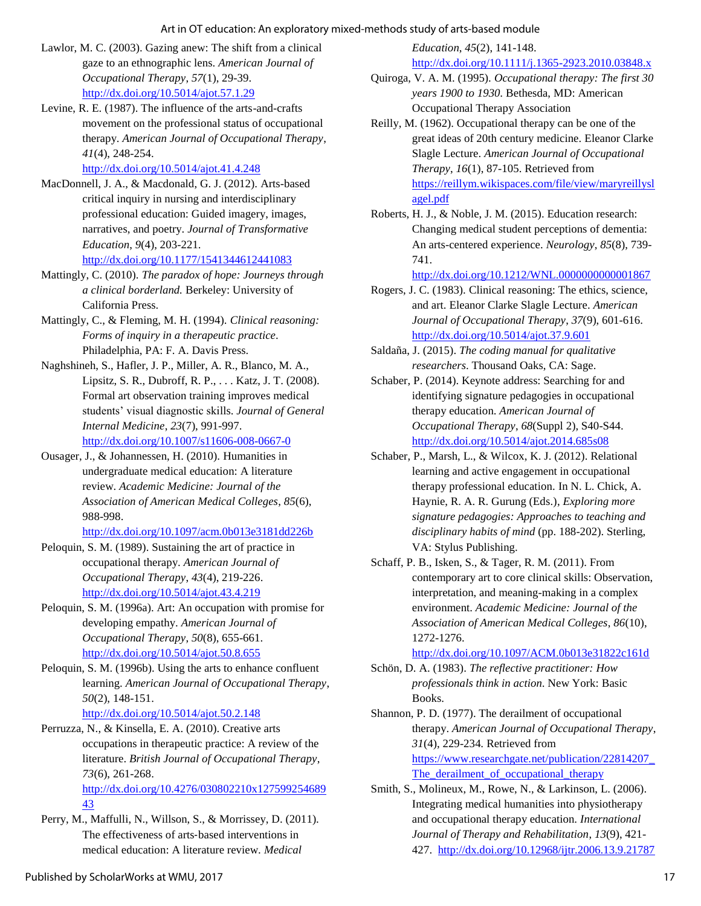Lawlor, M. C. (2003). Gazing anew: The shift from a clinical gaze to an ethnographic lens. *American Journal of Occupational Therapy*, *57*(1), 29-39. http://dx.doi.org/10.5014/ajot.57.1.29

Levine, R. E. (1987). The influence of the arts-and-crafts movement on the professional status of occupational therapy. *American Journal of Occupational Therapy*, *41*(4), 248-254. http://dx.doi.org/10.5014/ajot.41.4.248

MacDonnell, J. A., & Macdonald, G. J. (2012). Arts-based critical inquiry in nursing and interdisciplinary professional education: Guided imagery, images, narratives, and poetry. *Journal of Transformative Education*, *9*(4), 203-221. http://dx.doi.org/10.1177/1541344612441083

Mattingly, C. (2010). *The paradox of hope: Journeys through a clinical borderland.* Berkeley: University of California Press.

Mattingly, C., & Fleming, M. H. (1994). *Clinical reasoning: Forms of inquiry in a therapeutic practice*. Philadelphia, PA: F. A. Davis Press.

Naghshineh, S., Hafler, J. P., Miller, A. R., Blanco, M. A., Lipsitz, S. R., Dubroff, R. P., . . . Katz, J. T. (2008). Formal art observation training improves medical students' visual diagnostic skills. *Journal of General Internal Medicine*, *23*(7), 991-997. http://dx.doi.org/10.1007/s11606-008-0667-0

Ousager, J., & Johannessen, H. (2010). Humanities in undergraduate medical education: A literature review. *Academic Medicine: Journal of the Association of American Medical Colleges*, *85*(6), 988-998. http://dx.doi.org/10.1097/acm.0b013e3181dd226b

Peloquin, S. M. (1989). Sustaining the art of practice in occupational therapy. *American Journal of Occupational Therapy*, *43*(4), 219-226. http://dx.doi.org/10.5014/ajot.43.4.219

Peloquin, S. M. (1996a). Art: An occupation with promise for developing empathy. *American Journal of Occupational Therapy*, *50*(8), 655-661. http://dx.doi.org/10.5014/ajot.50.8.655

Peloquin, S. M. (1996b). Using the arts to enhance confluent learning. *American Journal of Occupational Therapy*, *50*(2), 148-151. http://dx.doi.org/10.5014/ajot.50.2.148

Perruzza, N., & Kinsella, E. A. (2010). Creative arts occupations in therapeutic practice: A review of the literature. *British Journal of Occupational Therapy*, *73*(6), 261-268. http://dx.doi.org/10.4276/030802210x12759925468943

Perry, M., Maffulli, N., Willson, S., & Morrissey, D. (2011). The effectiveness of arts-based interventions in medical education: A literature review. *Medical Education*, *45*(2), 141-148. http://dx.doi.org/10.1111/j.1365-2923.2010.03848.x

Quiroga, V. A. M. (1995). *Occupational therapy: The first 30 years 1900 to 1930*. Bethesda, MD: American Occupational Therapy Association

Reilly, M. (1962). Occupational therapy can be one of the great ideas of 20th century medicine. Eleanor Clarke Slagle Lecture. *American Journal of Occupational Therapy*, *16*(1), 87-105. Retrieved from https://reillym.wikispaces.com/file/view/maryreillyslagel.pdf

Roberts, H. J., & Noble, J. M. (2015). Education research: Changing medical student perceptions of dementia: An arts-centered experience. *Neurology*, *85*(8), 739-741. http://dx.doi.org/10.1212/WNL.0000000000001867

Rogers, J. C. (1983). Clinical reasoning: The ethics, science, and art. Eleanor Clarke Slagle Lecture. *American Journal of Occupational Therapy*, *37*(9), 601-616. http://dx.doi.org/10.5014/ajot.37.9.601

Saldaña, J. (2015). *The coding manual for qualitative researchers*. Thousand Oaks, CA: Sage.

Schaber, P. (2014). Keynote address: Searching for and identifying signature pedagogies in occupational therapy education. *American Journal of Occupational Therapy*, *68*(Suppl 2), S40-S44. http://dx.doi.org/10.5014/ajot.2014.685s08

Schaber, P., Marsh, L., & Wilcox, K. J. (2012). Relational learning and active engagement in occupational therapy professional education. In N. L. Chick, A. Haynie, R. A. R. Gurung (Eds.), *Exploring more signature pedagogies: Approaches to teaching and disciplinary habits of mind* (pp. 188-202). Sterling, VA: Stylus Publishing.

Schaff, P. B., Isken, S., & Tager, R. M. (2011). From contemporary art to core clinical skills: Observation, interpretation, and meaning-making in a complex environment. *Academic Medicine: Journal of the Association of American Medical Colleges*, *86*(10), 1272-1276. http://dx.doi.org/10.1097/ACM.0b013e31822c161d

Schön, D. A. (1983). *The reflective practitioner: How professionals think in action*. New York: Basic Books.

Shannon, P. D. (1977). The derailment of occupational therapy. *American Journal of Occupational Therapy*, *31*(4), 229-234. Retrieved from https://www.researchgate.net/publication/22814207_The_derailment_of_occupational_therapy

Smith, S., Molineux, M., Rowe, N., & Larkinson, L. (2006). Integrating medical humanities into physiotherapy and occupational therapy education. *International Journal of Therapy and Rehabilitation*, *13*(9), 421-427. http://dx.doi.org/10.12968/ijtr.2006.13.9.21787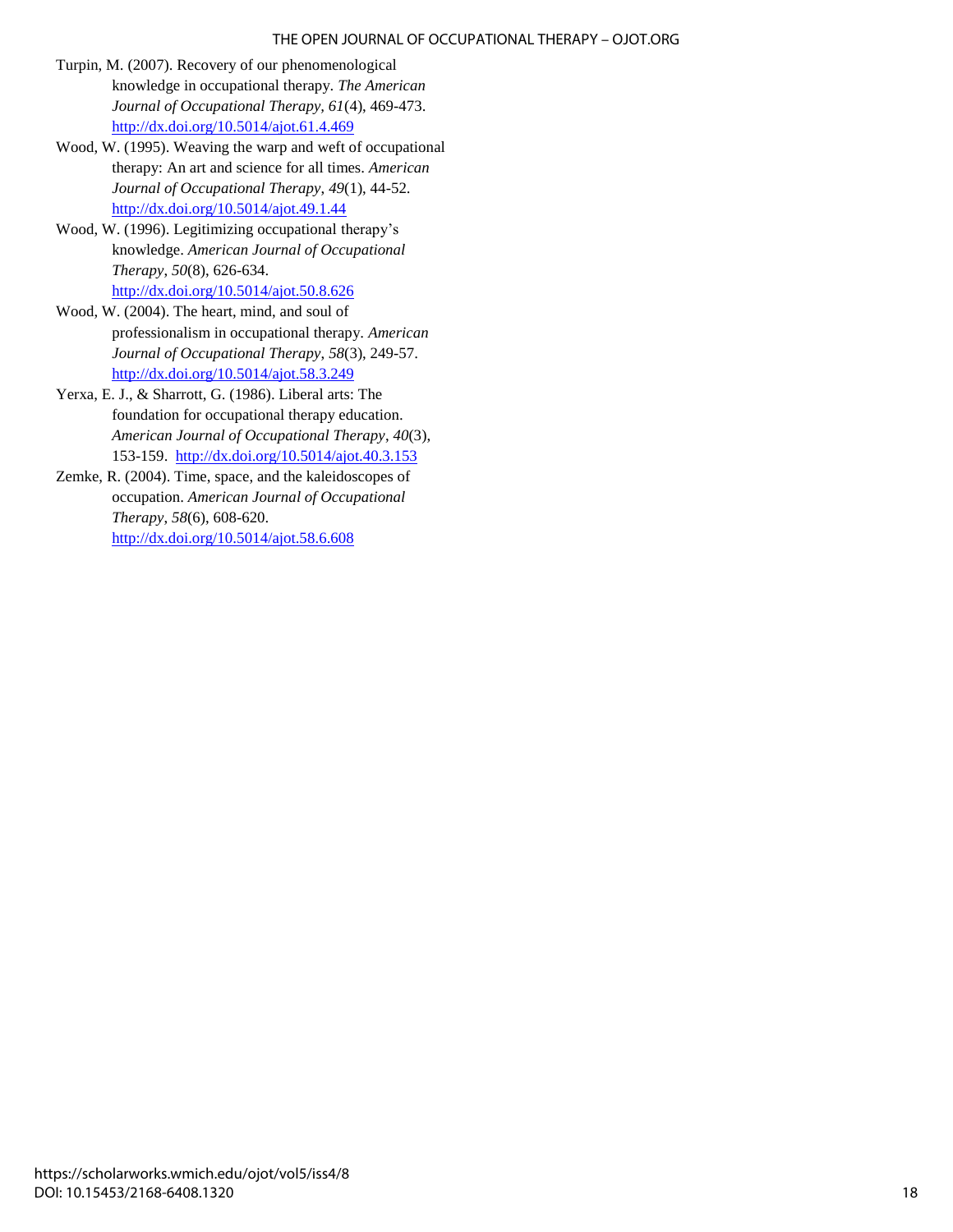Turpin, M. (2007). Recovery of our phenomenological knowledge in occupational therapy. *The American Journal of Occupational Therapy*, *61*(4), 469-473. http://dx.doi.org/10.5014/ajot.61.4.469

Wood, W. (1995). Weaving the warp and weft of occupational therapy: An art and science for all times. *American Journal of Occupational Therapy*, *49*(1), 44-52. http://dx.doi.org/10.5014/ajot.49.1.44

Wood, W. (1996). Legitimizing occupational therapy's knowledge. *American Journal of Occupational Therapy*, *50*(8), 626-634. http://dx.doi.org/10.5014/ajot.50.8.626

Wood, W. (2004). The heart, mind, and soul of professionalism in occupational therapy. *American Journal of Occupational Therapy*, *58*(3), 249-57. http://dx.doi.org/10.5014/ajot.58.3.249

Yerxa, E. J., & Sharrott, G. (1986). Liberal arts: The foundation for occupational therapy education. *American Journal of Occupational Therapy*, *40*(3), 153-159. http://dx.doi.org/10.5014/ajot.40.3.153

Zemke, R. (2004). Time, space, and the kaleidoscopes of occupation. *American Journal of Occupational Therapy*, *58*(6), 608-620. http://dx.doi.org/10.5014/ajot.58.6.608